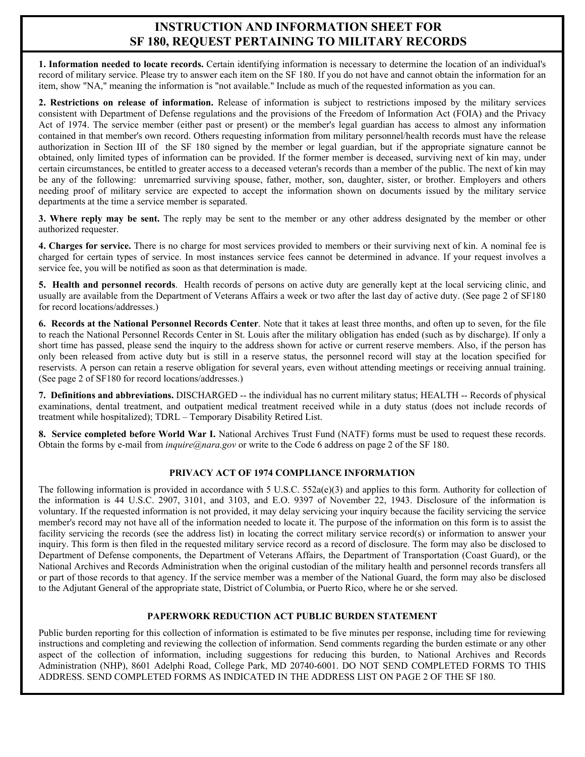# INSTRUCTION AND INFORMATION SHEET FOR SF 180, REQUEST PERTAINING TO MILITARY RECORDS

**1. Information needed to locate records.** Certain identifying information is necessary to determine the location of an individual's record of military service. Please try to answer each item on the SF 180. If you do not have and cannot obtain the information for an item, show "NA," meaning the information is "not available." Include as much of the requested information as you can.

**2. Restrictions on release of information.** Release of information is subject to restrictions imposed by the military services consistent with Department of Defense regulations and the provisions of the Freedom of Information Act (FOIA) and the Privacy Act of 1974. The service member (either past or present) or the member's legal guardian has access to almost any information contained in that member's own record. Others requesting information from military personnel/health records must have the release authorization in Section III of the SF 180 signed by the member or legal guardian, but if the appropriate signature cannot be obtained, only limited types of information can be provided. If the former member is deceased, surviving next of kin may, under certain circumstances, be entitled to greater access to a deceased veteran's records than a member of the public. The next of kin may be any of the following: unremarried surviving spouse, father, mother, son, daughter, sister, or brother. Employers and others needing proof of military service are expected to accept the information shown on documents issued by the military service departments at the time a service member is separated.

**3. Where reply may be sent.** The reply may be sent to the member or any other address designated by the member or other authorized requester.

**4. Charges for service.** There is no charge for most services provided to members or their surviving next of kin. A nominal fee is charged for certain types of service. In most instances service fees cannot be determined in advance. If your request involves a service fee, you will be notified as soon as that determination is made.

**5. Health and personnel records**. Health records of persons on active duty are generally kept at the local servicing clinic, and usually are available from the Department of Veterans Affairs a week or two after the last day of active duty. (See page 2 of SF180 for record locations/addresses.)

**6. Records at the National Personnel Records Center**. Note that it takes at least three months, and often up to seven, for the file to reach the National Personnel Records Center in St. Louis after the military obligation has ended (such as by discharge). If only a short time has passed, please send the inquiry to the address shown for active or current reserve members. Also, if the person has only been released from active duty but is still in a reserve status, the personnel record will stay at the location specified for reservists. A person can retain a reserve obligation for several years, even without attending meetings or receiving annual training. (See page 2 of SF180 for record locations/addresses.)

**7. Definitions and abbreviations.** DISCHARGED -- the individual has no current military status; HEALTH -- Records of physical examinations, dental treatment, and outpatient medical treatment received while in a duty status (does not include records of treatment while hospitalized); TDRL – Temporary Disability Retired List.

**8. Service completed before World War I.** National Archives Trust Fund (NATF) forms must be used to request these records. Obtain the forms by e-mail from *inquire@nara.gov* or write to the Code 6 address on page 2 of the SF 180.

## PRIVACY ACT OF 1974 COMPLIANCE INFORMATION

The following information is provided in accordance with 5 U.S.C. 552a(e)(3) and applies to this form. Authority for collection of the information is 44 U.S.C. 2907, 3101, and 3103, and E.O. 9397 of November 22, 1943. Disclosure of the information is voluntary. If the requested information is not provided, it may delay servicing your inquiry because the facility servicing the service member's record may not have all of the information needed to locate it. The purpose of the information on this form is to assist the facility servicing the records (see the address list) in locating the correct military service record(s) or information to answer your inquiry. This form is then filed in the requested military service record as a record of disclosure. The form may also be disclosed to Department of Defense components, the Department of Veterans Affairs, the Department of Transportation (Coast Guard), or the National Archives and Records Administration when the original custodian of the military health and personnel records transfers all or part of those records to that agency. If the service member was a member of the National Guard, the form may also be disclosed to the Adjutant General of the appropriate state, District of Columbia, or Puerto Rico, where he or she served.

## PAPERWORK REDUCTION ACT PUBLIC BURDEN STATEMENT

Public burden reporting for this collection of information is estimated to be five minutes per response, including time for reviewing instructions and completing and reviewing the collection of information. Send comments regarding the burden estimate or any other aspect of the collection of information, including suggestions for reducing this burden, to National Archives and Records Administration (NHP), 8601 Adelphi Road, College Park, MD 20740-6001. DO NOT SEND COMPLETED FORMS TO THIS ADDRESS. SEND COMPLETED FORMS AS INDICATED IN THE ADDRESS LIST ON PAGE 2 OF THE SF 180.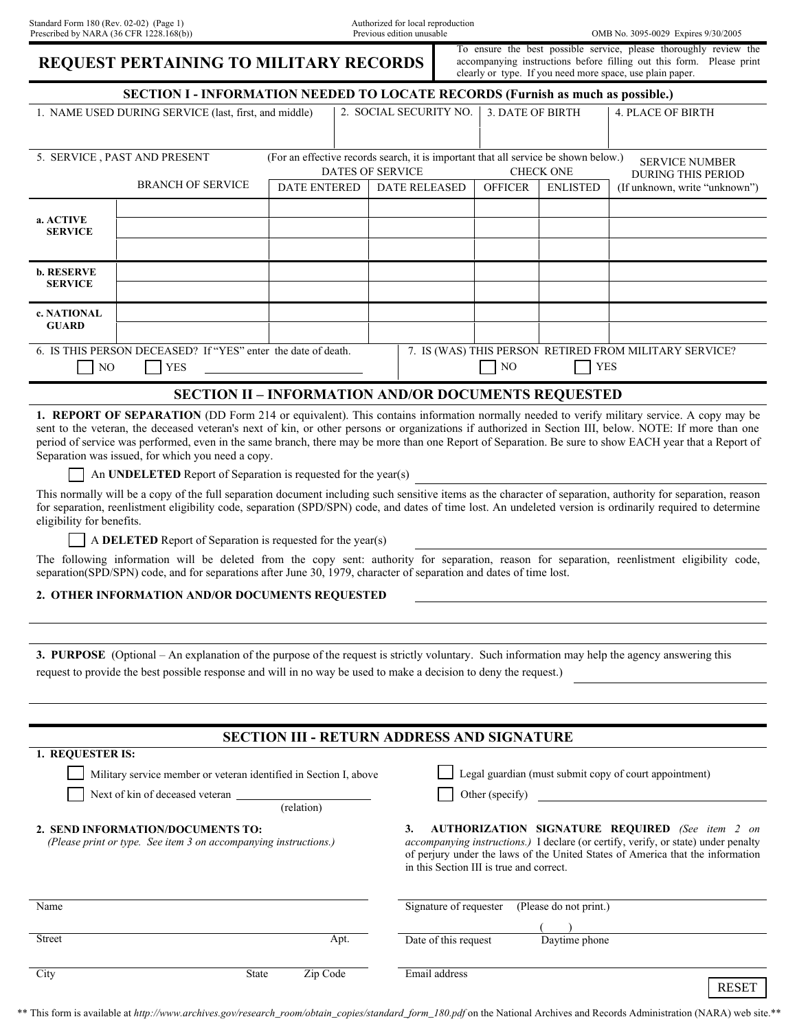Standard Form 180 (Rev. 02-02) (Page 1)
Prescribed by NARA (36 CFR 1228.168(b))

Authorized for local reproduction
Previous edition unusable

OMB No. 3095-0029 Expires 9/30/2005

# REQUEST PERTAINING TO MILITARY RECORDS

To ensure the best possible service, please thoroughly review the accompanying instructions before filling out this form. Please print clearly or type. If you need more space, use plain paper.

## SECTION I - INFORMATION NEEDED TO LOCATE RECORDS (Furnish as much as possible.)

| 1. NAME USED DURING SERVICE (last, first, and middle) | 2. SOCIAL SECURITY NO. | 3. DATE OF BIRTH | 4. PLACE OF BIRTH |
|---|---|---|---|
| | | | |

5. SERVICE , PAST AND PRESENT (For an effective records search, it is important that all service be shown below.)

| | BRANCH OF SERVICE | DATES OF SERVICE | | CHECK ONE | | SERVICE NUMBER DURING THIS PERIOD (If unknown, write "unknown") |
|---|---|---|---|---|---|---|
| | | DATE ENTERED | DATE RELEASED | OFFICER | ENLISTED | |
| a. ACTIVE SERVICE | | | | | | |
| | | | | | | |
| | | | | | | |
| b. RESERVE SERVICE | | | | | | |
| | | | | | | |
| c. NATIONAL GUARD | | | | | | |
| | | | | | | |

6. IS THIS PERSON DECEASED? If "YES" enter the date of death.
☐ NO ☐ YES ____________________

7. IS (WAS) THIS PERSON RETIRED FROM MILITARY SERVICE?
☐ NO ☐ YES

## SECTION II – INFORMATION AND/OR DOCUMENTS REQUESTED

**1. REPORT OF SEPARATION** (DD Form 214 or equivalent). This contains information normally needed to verify military service. A copy may be sent to the veteran, the deceased veteran's next of kin, or other persons or organizations if authorized in Section III, below. NOTE: If more than one period of service was performed, even in the same branch, there may be more than one Report of Separation. Be sure to show EACH year that a Report of Separation was issued, for which you need a copy.

☐ An **UNDELETED** Report of Separation is requested for the year(s) ____________________

This normally will be a copy of the full separation document including such sensitive items as the character of separation, authority for separation, reason for separation, reenlistment eligibility code, separation (SPD/SPN) code, and dates of time lost. An undeleted version is ordinarily required to determine eligibility for benefits.

☐ A **DELETED** Report of Separation is requested for the year(s) ____________________

The following information will be deleted from the copy sent: authority for separation, reason for separation, reenlistment eligibility code, separation(SPD/SPN) code, and for separations after June 30, 1979, character of separation and dates of time lost.

**2. OTHER INFORMATION AND/OR DOCUMENTS REQUESTED** ____________________

**3. PURPOSE** (Optional – An explanation of the purpose of the request is strictly voluntary. Such information may help the agency answering this request to provide the best possible response and will in no way be used to make a decision to deny the request.) ____________________

## SECTION III - RETURN ADDRESS AND SIGNATURE

**1. REQUESTER IS:**

☐ Military service member or veteran identified in Section I, above

☐ Next of kin of deceased veteran ____________________ (relation)

☐ Legal guardian (must submit copy of court appointment)

☐ Other (specify) ____________________

**2. SEND INFORMATION/DOCUMENTS TO:**
*(Please print or type. See item 3 on accompanying instructions.)*

Name

Street Apt.

City State Zip Code

**3. AUTHORIZATION SIGNATURE REQUIRED** *(See item 2 on accompanying instructions.)* I declare (or certify, verify, or state) under penalty of perjury under the laws of the United States of America that the information in this Section III is true and correct.

Signature of requester (Please do not print.)

Date of this request ( ) Daytime phone

Email address

RESET

** This form is available at *http://www.archives.gov/research_room/obtain_copies/standard_form_180.pdf* on the National Archives and Records Administration (NARA) web site.**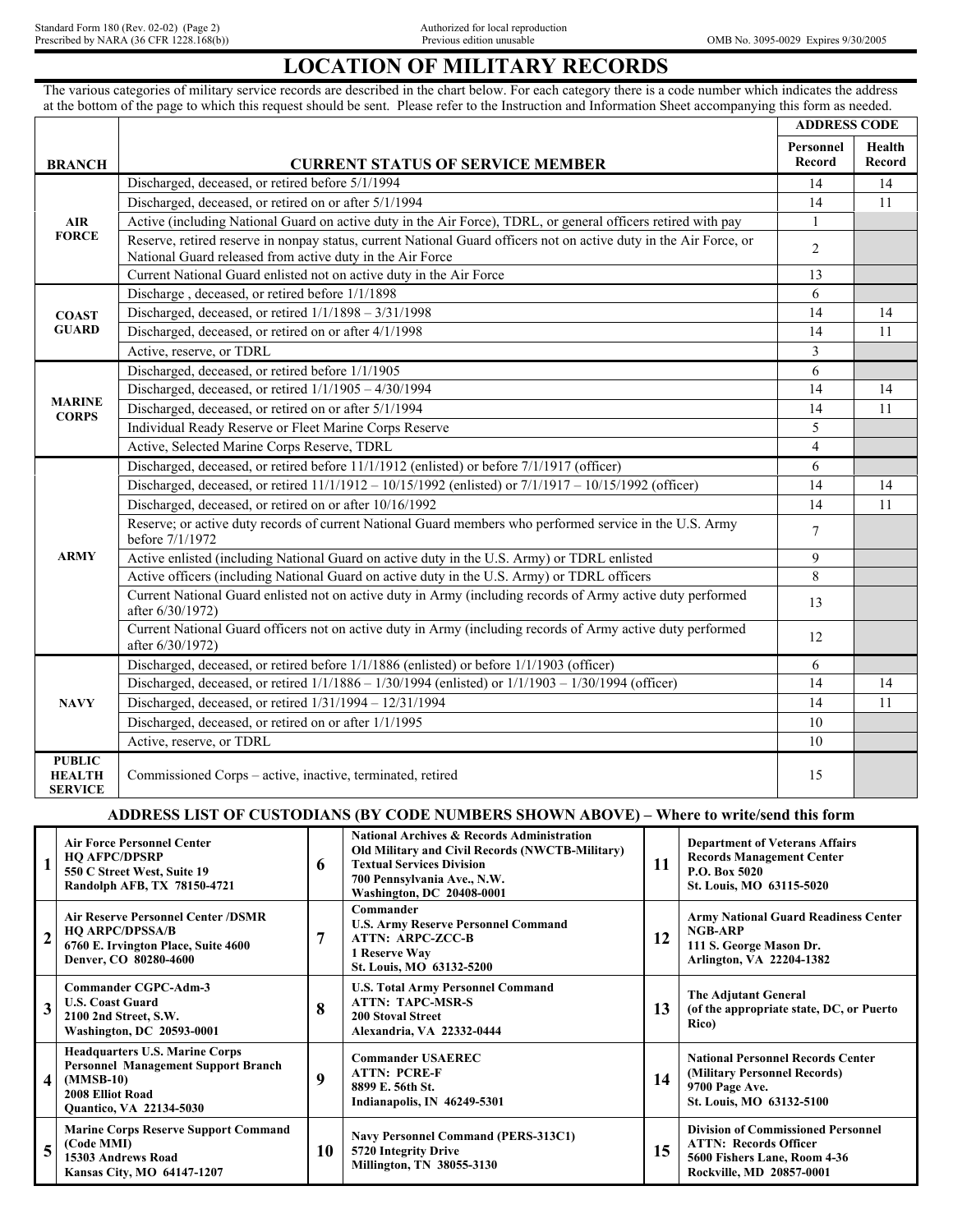# LOCATION OF MILITARY RECORDS

The various categories of military service records are described in the chart below. For each category there is a code number which indicates the address at the bottom of the page to which this request should be sent. Please refer to the Instruction and Information Sheet accompanying this form as needed.

| BRANCH | CURRENT STATUS OF SERVICE MEMBER | ADDRESS CODE | |
|---|---|---|---|
| | | Personnel Record | Health Record |
| AIR FORCE | Discharged, deceased, or retired before 5/1/1994 | 14 | 14 |
| | Discharged, deceased, or retired on or after 5/1/1994 | 14 | 11 |
| | Active (including National Guard on active duty in the Air Force), TDRL, or general officers retired with pay | 1 | |
| | Reserve, retired reserve in nonpay status, current National Guard officers not on active duty in the Air Force, or National Guard released from active duty in the Air Force | 2 | |
| | Current National Guard enlisted not on active duty in the Air Force | 13 | |
| COAST GUARD | Discharge , deceased, or retired before 1/1/1898 | 6 | |
| | Discharged, deceased, or retired 1/1/1898 – 3/31/1998 | 14 | 14 |
| | Discharged, deceased, or retired on or after 4/1/1998 | 14 | 11 |
| | Active, reserve, or TDRL | 3 | |
| MARINE CORPS | Discharged, deceased, or retired before 1/1/1905 | 6 | |
| | Discharged, deceased, or retired 1/1/1905 – 4/30/1994 | 14 | 14 |
| | Discharged, deceased, or retired on or after 5/1/1994 | 14 | 11 |
| | Individual Ready Reserve or Fleet Marine Corps Reserve | 5 | |
| | Active, Selected Marine Corps Reserve, TDRL | 4 | |
| ARMY | Discharged, deceased, or retired before 11/1/1912 (enlisted) or before 7/1/1917 (officer) | 6 | |
| | Discharged, deceased, or retired 11/1/1912 – 10/15/1992 (enlisted) or 7/1/1917 – 10/15/1992 (officer) | 14 | 14 |
| | Discharged, deceased, or retired on or after 10/16/1992 | 14 | 11 |
| | Reserve; or active duty records of current National Guard members who performed service in the U.S. Army before 7/1/1972 | 7 | |
| | Active enlisted (including National Guard on active duty in the U.S. Army) or TDRL enlisted | 9 | |
| | Active officers (including National Guard on active duty in the U.S. Army) or TDRL officers | 8 | |
| | Current National Guard enlisted not on active duty in Army (including records of Army active duty performed after 6/30/1972) | 13 | |
| | Current National Guard officers not on active duty in Army (including records of Army active duty performed after 6/30/1972) | 12 | |
| NAVY | Discharged, deceased, or retired before 1/1/1886 (enlisted) or before 1/1/1903 (officer) | 6 | |
| | Discharged, deceased, or retired 1/1/1886 – 1/30/1994 (enlisted) or 1/1/1903 – 1/30/1994 (officer) | 14 | 14 |
| | Discharged, deceased, or retired 1/31/1994 – 12/31/1994 | 14 | 11 |
| | Discharged, deceased, or retired on or after 1/1/1995 | 10 | |
| | Active, reserve, or TDRL | 10 | |
| PUBLIC HEALTH SERVICE | Commissioned Corps – active, inactive, terminated, retired | 15 | |

## ADDRESS LIST OF CUSTODIANS (BY CODE NUMBERS SHOWN ABOVE) – Where to write/send this form

| | | | | | |
|---|---|---|---|---|---|
| 1 | **Air Force Personnel Center HQ AFPC/DPSRP 550 C Street West, Suite 19 Randolph AFB, TX 78150-4721** | 6 | **National Archives & Records Administration Old Military and Civil Records (NWCTB-Military) Textual Services Division 700 Pennsylvania Ave., N.W. Washington, DC 20408-0001** | 11 | **Department of Veterans Affairs Records Management Center P.O. Box 5020 St. Louis, MO 63115-5020** |
| 2 | **Air Reserve Personnel Center /DSMR HQ ARPC/DPSSA/B 6760 E. Irvington Place, Suite 4600 Denver, CO 80280-4600** | 7 | **Commander U.S. Army Reserve Personnel Command ATTN: ARPC-ZCC-B 1 Reserve Way St. Louis, MO 63132-5200** | 12 | **Army National Guard Readiness Center NGB-ARP 111 S. George Mason Dr. Arlington, VA 22204-1382** |
| 3 | **Commander CGPC-Adm-3 U.S. Coast Guard 2100 2nd Street, S.W. Washington, DC 20593-0001** | 8 | **U.S. Total Army Personnel Command ATTN: TAPC-MSR-S 200 Stoval Street Alexandria, VA 22332-0444** | 13 | **The Adjutant General (of the appropriate state, DC, or Puerto Rico)** |
| 4 | **Headquarters U.S. Marine Corps Personnel Management Support Branch (MMSB-10) 2008 Elliot Road Quantico, VA 22134-5030** | 9 | **Commander USAEREC ATTN: PCRE-F 8899 E. 56th St. Indianapolis, IN 46249-5301** | 14 | **National Personnel Records Center (Military Personnel Records) 9700 Page Ave. St. Louis, MO 63132-5100** |
| 5 | **Marine Corps Reserve Support Command (Code MMI) 15303 Andrews Road Kansas City, MO 64147-1207** | 10 | **Navy Personnel Command (PERS-313C1) 5720 Integrity Drive Millington, TN 38055-3130** | 15 | **Division of Commissioned Personnel ATTN: Records Officer 5600 Fishers Lane, Room 4-36 Rockville, MD 20857-0001** |